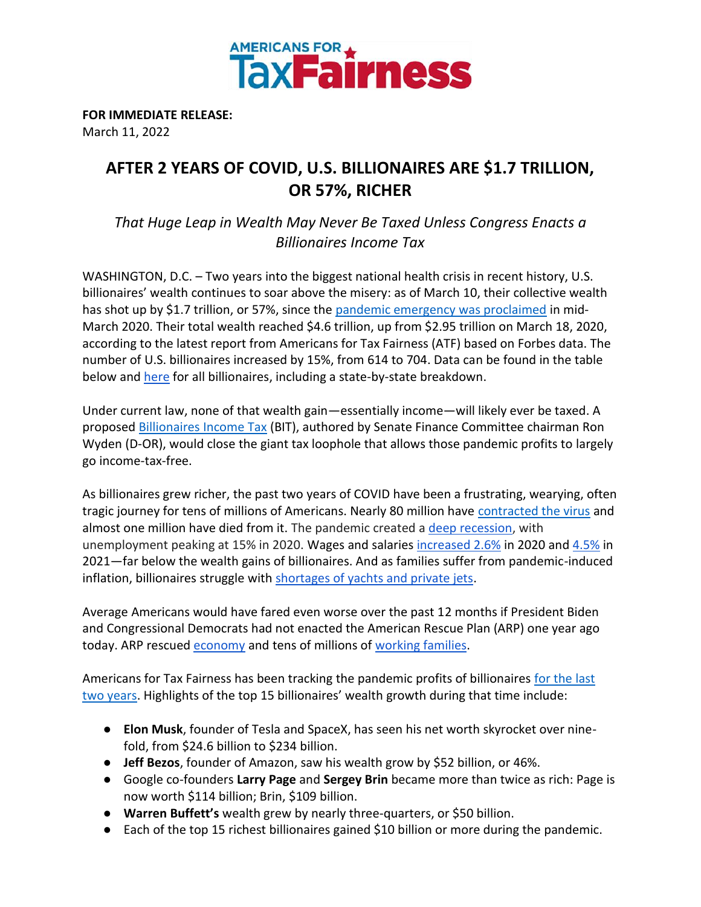AMERICANS FOR TaxFairness

**FOR IMMEDIATE RELEASE:**
March 11, 2022

# AFTER 2 YEARS OF COVID, U.S. BILLIONAIRES ARE $1.7 TRILLION, OR 57%, RICHER

*That Huge Leap in Wealth May Never Be Taxed Unless Congress Enacts a Billionaires Income Tax*

WASHINGTON, D.C. – Two years into the biggest national health crisis in recent history, U.S. billionaires' wealth continues to soar above the misery: as of March 10, their collective wealth has shot up by $1.7 trillion, or 57%, since the pandemic emergency was proclaimed in mid-March 2020. Their total wealth reached $4.6 trillion, up from $2.95 trillion on March 18, 2020, according to the latest report from Americans for Tax Fairness (ATF) based on Forbes data. The number of U.S. billionaires increased by 15%, from 614 to 704. Data can be found in the table below and here for all billionaires, including a state-by-state breakdown.

Under current law, none of that wealth gain—essentially income—will likely ever be taxed. A proposed Billionaires Income Tax (BIT), authored by Senate Finance Committee chairman Ron Wyden (D-OR), would close the giant tax loophole that allows those pandemic profits to largely go income-tax-free.

As billionaires grew richer, the past two years of COVID have been a frustrating, wearying, often tragic journey for tens of millions of Americans. Nearly 80 million have contracted the virus and almost one million have died from it. The pandemic created a deep recession, with unemployment peaking at 15% in 2020. Wages and salaries increased 2.6% in 2020 and 4.5% in 2021—far below the wealth gains of billionaires. And as families suffer from pandemic-induced inflation, billionaires struggle with shortages of yachts and private jets.

Average Americans would have fared even worse over the past 12 months if President Biden and Congressional Democrats had not enacted the American Rescue Plan (ARP) one year ago today. ARP rescued economy and tens of millions of working families.

Americans for Tax Fairness has been tracking the pandemic profits of billionaires for the last two years. Highlights of the top 15 billionaires' wealth growth during that time include:

- **Elon Musk**, founder of Tesla and SpaceX, has seen his net worth skyrocket over nine-fold, from $24.6 billion to $234 billion.
- **Jeff Bezos**, founder of Amazon, saw his wealth grow by $52 billion, or 46%.
- Google co-founders **Larry Page** and **Sergey Brin** became more than twice as rich: Page is now worth $114 billion; Brin, $109 billion.
- **Warren Buffett's** wealth grew by nearly three-quarters, or $50 billion.
- Each of the top 15 richest billionaires gained $10 billion or more during the pandemic.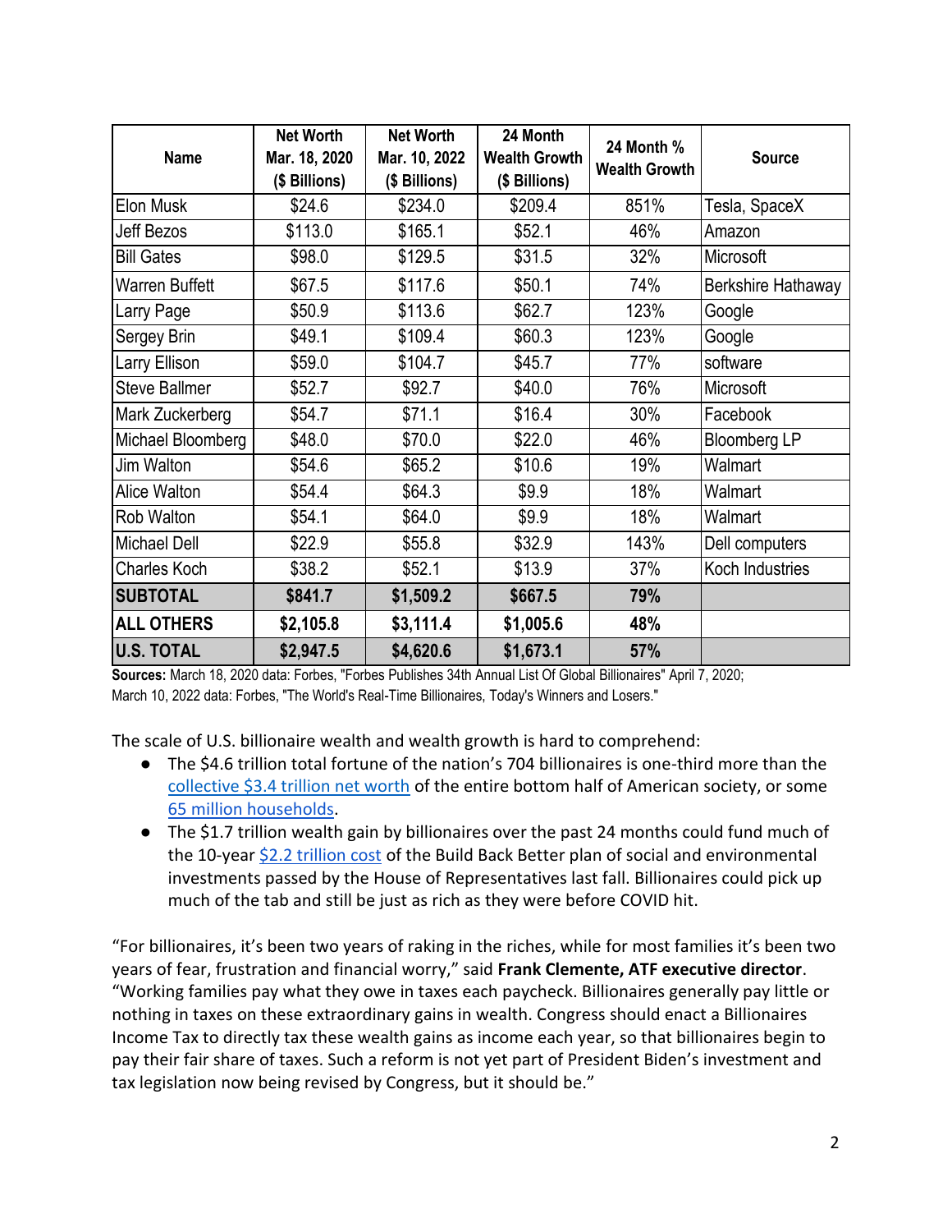| Name | Net Worth Mar. 18, 2020 ($ Billions) | Net Worth Mar. 10, 2022 ($ Billions) | 24 Month Wealth Growth ($ Billions) | 24 Month % Wealth Growth | Source |
|---|---|---|---|---|---|
| Elon Musk | $24.6 | $234.0 | $209.4 | 851% | Tesla, SpaceX |
| Jeff Bezos | $113.0 | $165.1 | $52.1 | 46% | Amazon |
| Bill Gates | $98.0 | $129.5 | $31.5 | 32% | Microsoft |
| Warren Buffett | $67.5 | $117.6 | $50.1 | 74% | Berkshire Hathaway |
| Larry Page | $50.9 | $113.6 | $62.7 | 123% | Google |
| Sergey Brin | $49.1 | $109.4 | $60.3 | 123% | Google |
| Larry Ellison | $59.0 | $104.7 | $45.7 | 77% | software |
| Steve Ballmer | $52.7 | $92.7 | $40.0 | 76% | Microsoft |
| Mark Zuckerberg | $54.7 | $71.1 | $16.4 | 30% | Facebook |
| Michael Bloomberg | $48.0 | $70.0 | $22.0 | 46% | Bloomberg LP |
| Jim Walton | $54.6 | $65.2 | $10.6 | 19% | Walmart |
| Alice Walton | $54.4 | $64.3 | $9.9 | 18% | Walmart |
| Rob Walton | $54.1 | $64.0 | $9.9 | 18% | Walmart |
| Michael Dell | $22.9 | $55.8 | $32.9 | 143% | Dell computers |
| Charles Koch | $38.2 | $52.1 | $13.9 | 37% | Koch Industries |
| **SUBTOTAL** | **$841.7** | **$1,509.2** | **$667.5** | **79%** | |
| **ALL OTHERS** | **$2,105.8** | **$3,111.4** | **$1,005.6** | **48%** | |
| **U.S. TOTAL** | **$2,947.5** | **$4,620.6** | **$1,673.1** | **57%** | |

**Sources:** March 18, 2020 data: Forbes, "Forbes Publishes 34th Annual List Of Global Billionaires" April 7, 2020; March 10, 2022 data: Forbes, "The World's Real-Time Billionaires, Today's Winners and Losers."

The scale of U.S. billionaire wealth and wealth growth is hard to comprehend:

- The $4.6 trillion total fortune of the nation's 704 billionaires is one-third more than the collective $3.4 trillion net worth of the entire bottom half of American society, or some 65 million households.
- The $1.7 trillion wealth gain by billionaires over the past 24 months could fund much of the 10-year $2.2 trillion cost of the Build Back Better plan of social and environmental investments passed by the House of Representatives last fall. Billionaires could pick up much of the tab and still be just as rich as they were before COVID hit.

"For billionaires, it's been two years of raking in the riches, while for most families it's been two years of fear, frustration and financial worry," said **Frank Clemente, ATF executive director**. "Working families pay what they owe in taxes each paycheck. Billionaires generally pay little or nothing in taxes on these extraordinary gains in wealth. Congress should enact a Billionaires Income Tax to directly tax these wealth gains as income each year, so that billionaires begin to pay their fair share of taxes. Such a reform is not yet part of President Biden's investment and tax legislation now being revised by Congress, but it should be."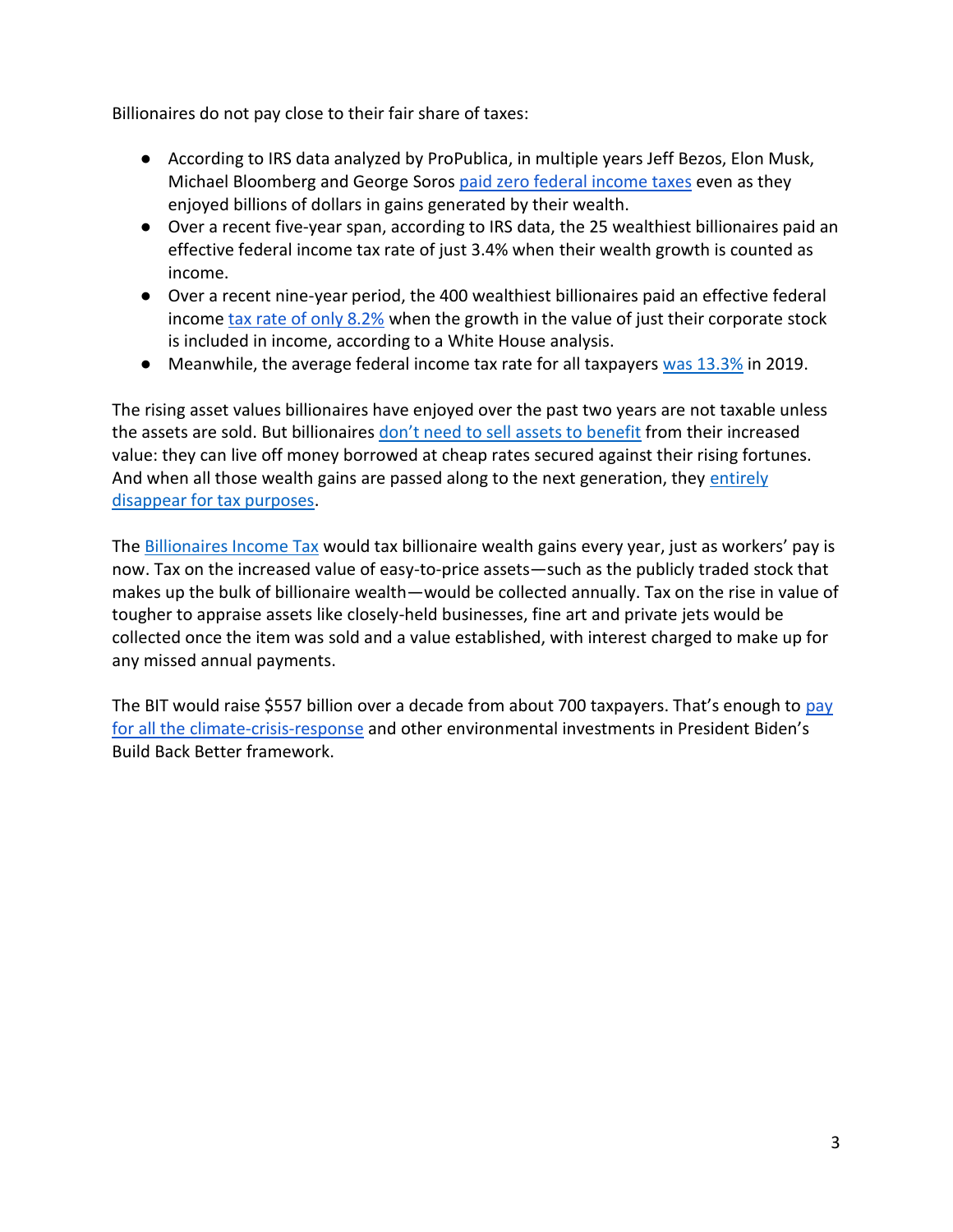Billionaires do not pay close to their fair share of taxes:

- According to IRS data analyzed by ProPublica, in multiple years Jeff Bezos, Elon Musk, Michael Bloomberg and George Soros paid zero federal income taxes even as they enjoyed billions of dollars in gains generated by their wealth.
- Over a recent five-year span, according to IRS data, the 25 wealthiest billionaires paid an effective federal income tax rate of just 3.4% when their wealth growth is counted as income.
- Over a recent nine-year period, the 400 wealthiest billionaires paid an effective federal income tax rate of only 8.2% when the growth in the value of just their corporate stock is included in income, according to a White House analysis.
- Meanwhile, the average federal income tax rate for all taxpayers was 13.3% in 2019.

The rising asset values billionaires have enjoyed over the past two years are not taxable unless the assets are sold. But billionaires don't need to sell assets to benefit from their increased value: they can live off money borrowed at cheap rates secured against their rising fortunes. And when all those wealth gains are passed along to the next generation, they entirely disappear for tax purposes.

The Billionaires Income Tax would tax billionaire wealth gains every year, just as workers' pay is now. Tax on the increased value of easy-to-price assets—such as the publicly traded stock that makes up the bulk of billionaire wealth—would be collected annually. Tax on the rise in value of tougher to appraise assets like closely-held businesses, fine art and private jets would be collected once the item was sold and a value established, with interest charged to make up for any missed annual payments.

The BIT would raise $557 billion over a decade from about 700 taxpayers. That's enough to pay for all the climate-crisis-response and other environmental investments in President Biden's Build Back Better framework.